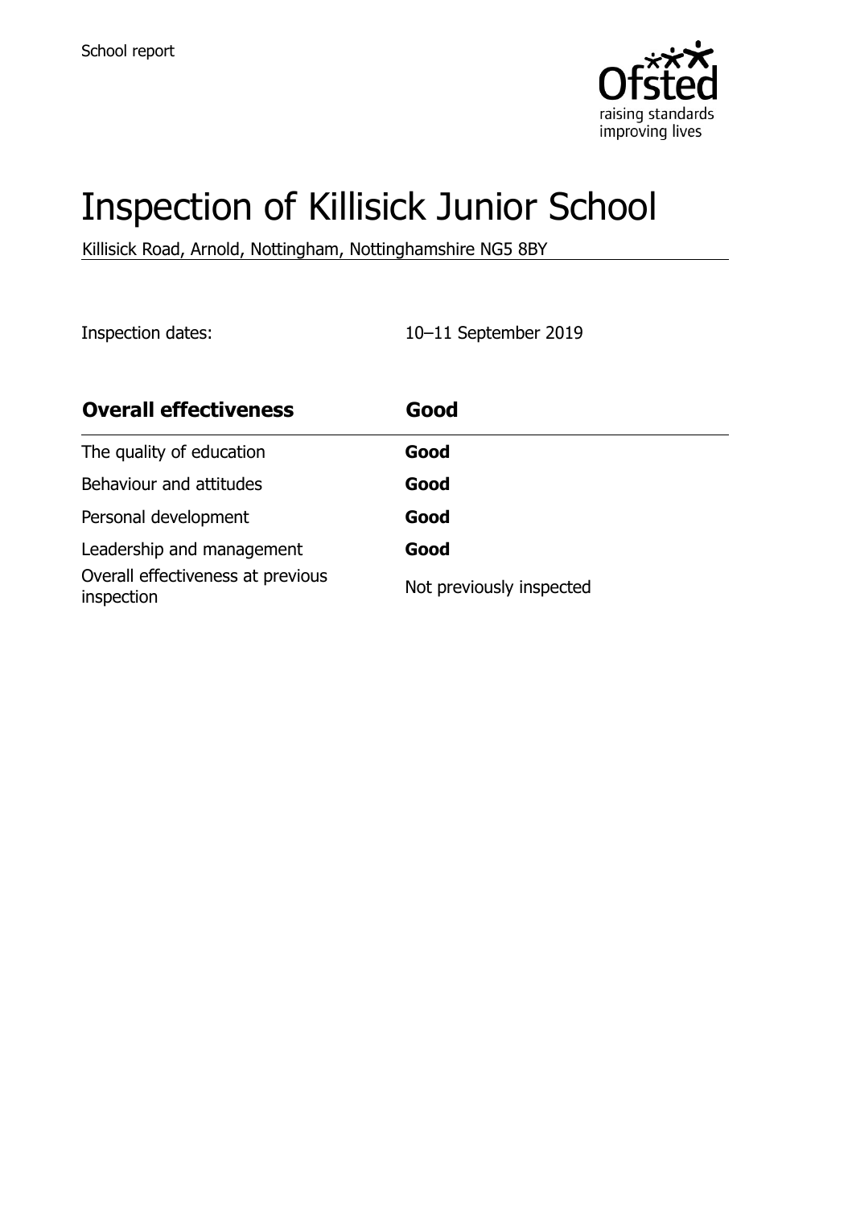School report

# Inspection of Killisick Junior School

Killisick Road, Arnold, Nottingham, Nottinghamshire NG5 8BY

Inspection dates: 10–11 September 2019

| **Overall effectiveness** | **Good** |
|---|---|
| The quality of education | **Good** |
| Behaviour and attitudes | **Good** |
| Personal development | **Good** |
| Leadership and management | **Good** |
| Overall effectiveness at previous inspection | Not previously inspected |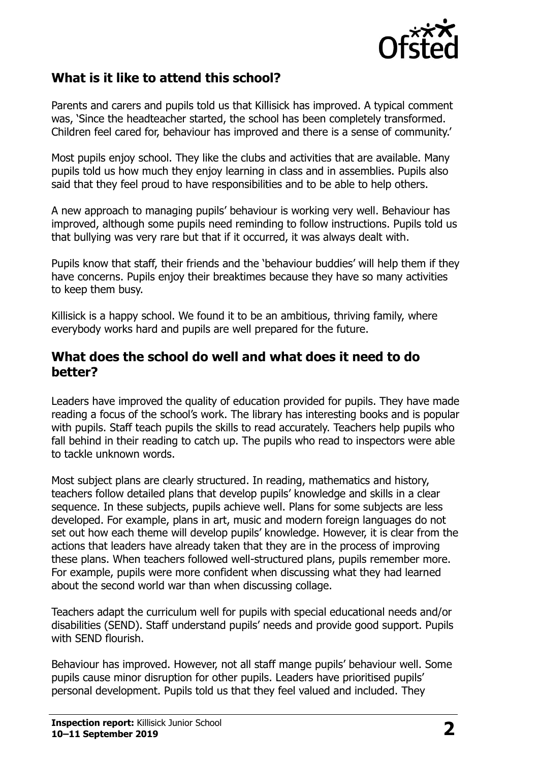## What is it like to attend this school?

Parents and carers and pupils told us that Killisick has improved. A typical comment was, 'Since the headteacher started, the school has been completely transformed. Children feel cared for, behaviour has improved and there is a sense of community.'

Most pupils enjoy school. They like the clubs and activities that are available. Many pupils told us how much they enjoy learning in class and in assemblies. Pupils also said that they feel proud to have responsibilities and to be able to help others.

A new approach to managing pupils' behaviour is working very well. Behaviour has improved, although some pupils need reminding to follow instructions. Pupils told us that bullying was very rare but that if it occurred, it was always dealt with.

Pupils know that staff, their friends and the 'behaviour buddies' will help them if they have concerns. Pupils enjoy their breaktimes because they have so many activities to keep them busy.

Killisick is a happy school. We found it to be an ambitious, thriving family, where everybody works hard and pupils are well prepared for the future.

## What does the school do well and what does it need to do better?

Leaders have improved the quality of education provided for pupils. They have made reading a focus of the school's work. The library has interesting books and is popular with pupils. Staff teach pupils the skills to read accurately. Teachers help pupils who fall behind in their reading to catch up. The pupils who read to inspectors were able to tackle unknown words.

Most subject plans are clearly structured. In reading, mathematics and history, teachers follow detailed plans that develop pupils' knowledge and skills in a clear sequence. In these subjects, pupils achieve well. Plans for some subjects are less developed. For example, plans in art, music and modern foreign languages do not set out how each theme will develop pupils' knowledge. However, it is clear from the actions that leaders have already taken that they are in the process of improving these plans. When teachers followed well-structured plans, pupils remember more. For example, pupils were more confident when discussing what they had learned about the second world war than when discussing collage.

Teachers adapt the curriculum well for pupils with special educational needs and/or disabilities (SEND). Staff understand pupils' needs and provide good support. Pupils with SEND flourish.

Behaviour has improved. However, not all staff mange pupils' behaviour well. Some pupils cause minor disruption for other pupils. Leaders have prioritised pupils' personal development. Pupils told us that they feel valued and included. They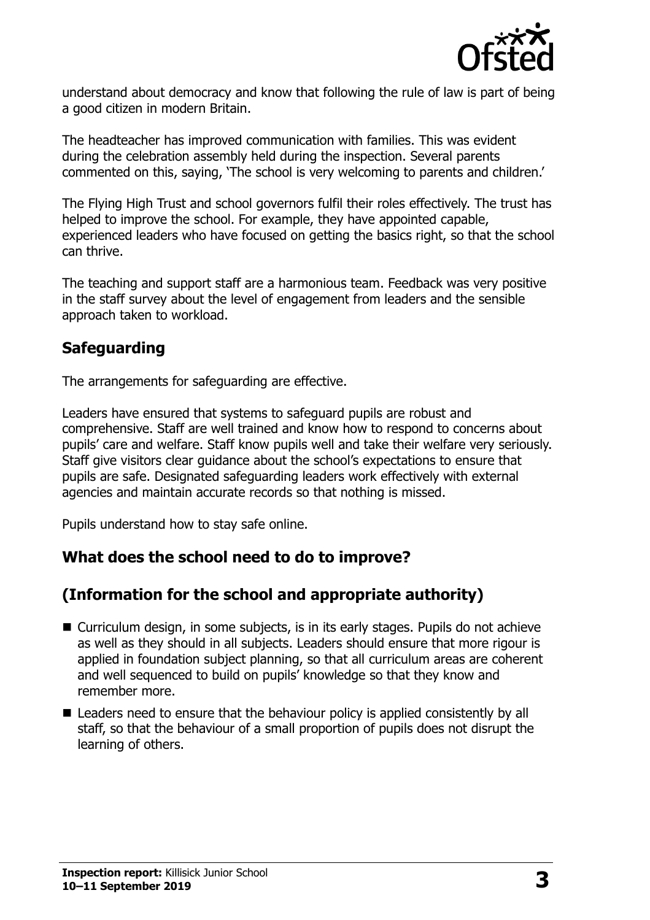understand about democracy and know that following the rule of law is part of being a good citizen in modern Britain.

The headteacher has improved communication with families. This was evident during the celebration assembly held during the inspection. Several parents commented on this, saying, 'The school is very welcoming to parents and children.'

The Flying High Trust and school governors fulfil their roles effectively. The trust has helped to improve the school. For example, they have appointed capable, experienced leaders who have focused on getting the basics right, so that the school can thrive.

The teaching and support staff are a harmonious team. Feedback was very positive in the staff survey about the level of engagement from leaders and the sensible approach taken to workload.

## Safeguarding

The arrangements for safeguarding are effective.

Leaders have ensured that systems to safeguard pupils are robust and comprehensive. Staff are well trained and know how to respond to concerns about pupils' care and welfare. Staff know pupils well and take their welfare very seriously. Staff give visitors clear guidance about the school's expectations to ensure that pupils are safe. Designated safeguarding leaders work effectively with external agencies and maintain accurate records so that nothing is missed.

Pupils understand how to stay safe online.

## What does the school need to do to improve?

## (Information for the school and appropriate authority)

- Curriculum design, in some subjects, is in its early stages. Pupils do not achieve as well as they should in all subjects. Leaders should ensure that more rigour is applied in foundation subject planning, so that all curriculum areas are coherent and well sequenced to build on pupils' knowledge so that they know and remember more.
- Leaders need to ensure that the behaviour policy is applied consistently by all staff, so that the behaviour of a small proportion of pupils does not disrupt the learning of others.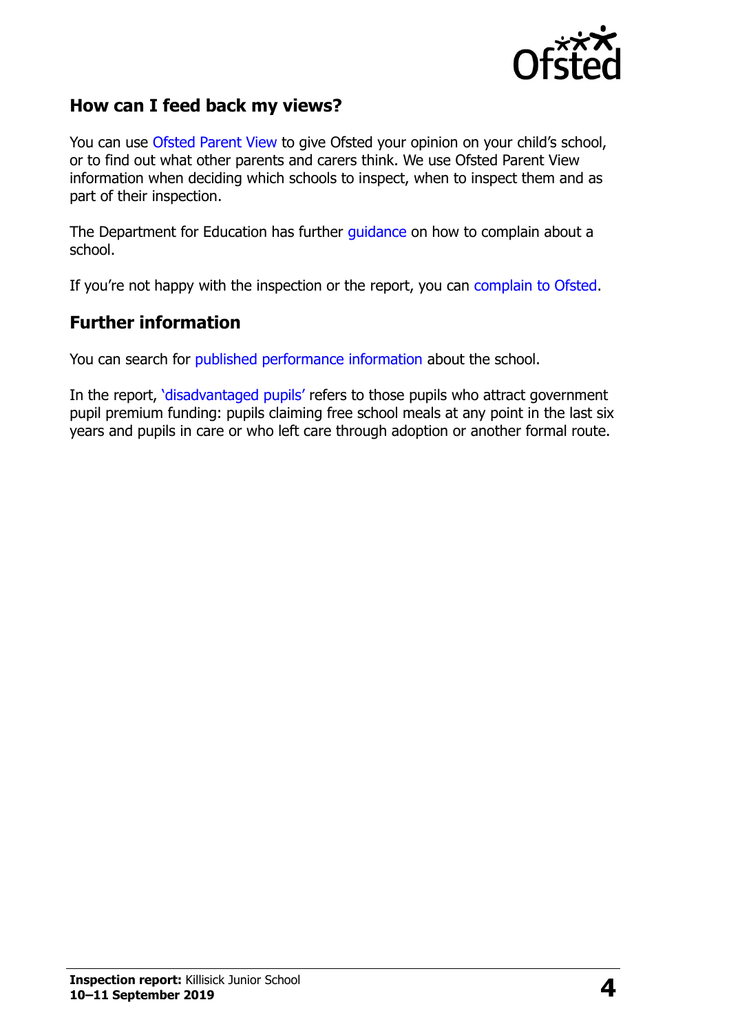## How can I feed back my views?

You can use Ofsted Parent View to give Ofsted your opinion on your child's school, or to find out what other parents and carers think. We use Ofsted Parent View information when deciding which schools to inspect, when to inspect them and as part of their inspection.

The Department for Education has further guidance on how to complain about a school.

If you're not happy with the inspection or the report, you can complain to Ofsted.

## Further information

You can search for published performance information about the school.

In the report, 'disadvantaged pupils' refers to those pupils who attract government pupil premium funding: pupils claiming free school meals at any point in the last six years and pupils in care or who left care through adoption or another formal route.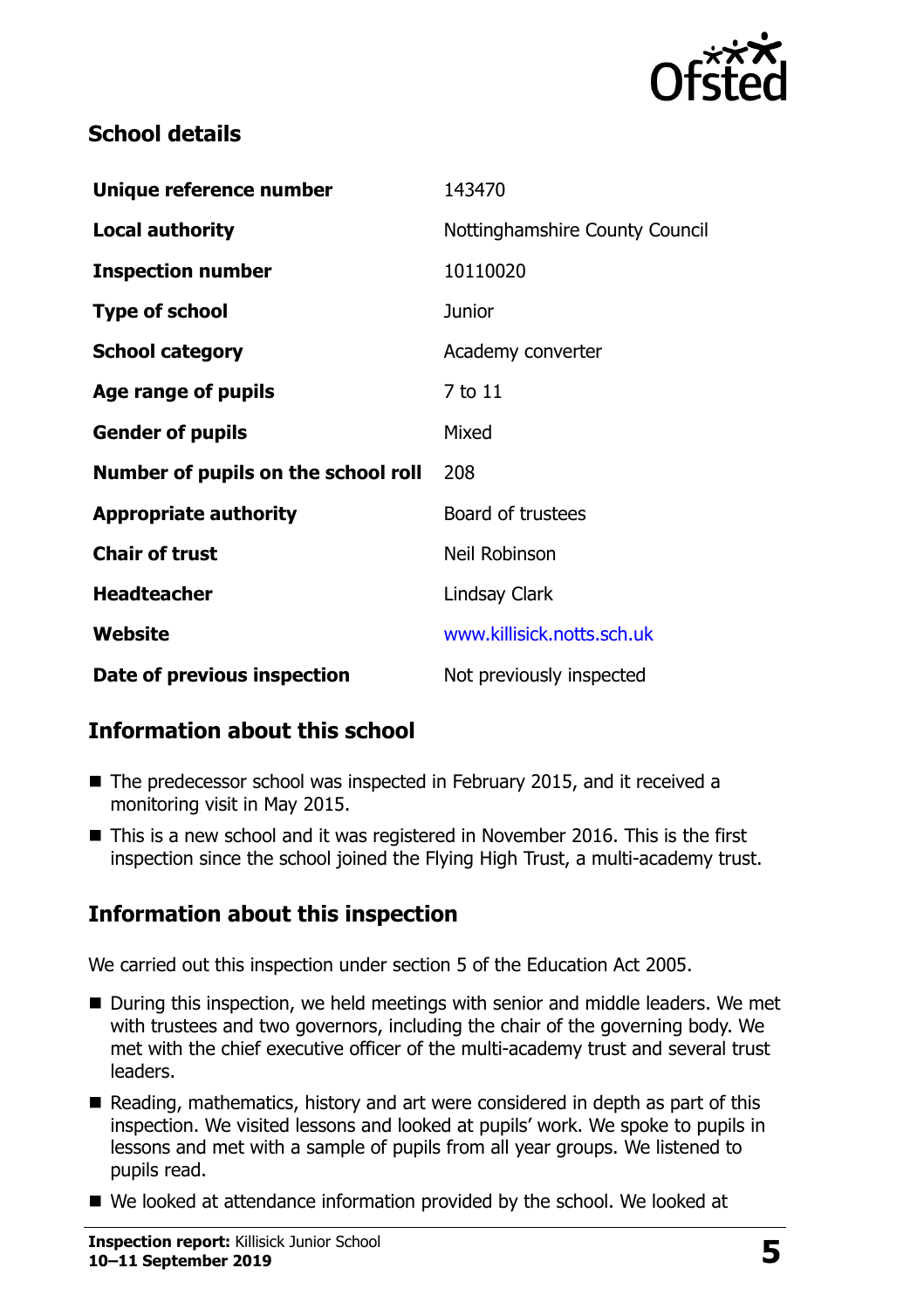## School details

| Unique reference number | 143470 |
| --- | --- |
| Local authority | Nottinghamshire County Council |
| Inspection number | 10110020 |
| Type of school | Junior |
| School category | Academy converter |
| Age range of pupils | 7 to 11 |
| Gender of pupils | Mixed |
| Number of pupils on the school roll | 208 |
| Appropriate authority | Board of trustees |
| Chair of trust | Neil Robinson |
| Headteacher | Lindsay Clark |
| Website | www.killisick.notts.sch.uk |
| Date of previous inspection | Not previously inspected |

## Information about this school

- The predecessor school was inspected in February 2015, and it received a monitoring visit in May 2015.
- This is a new school and it was registered in November 2016. This is the first inspection since the school joined the Flying High Trust, a multi-academy trust.

## Information about this inspection

We carried out this inspection under section 5 of the Education Act 2005.

- During this inspection, we held meetings with senior and middle leaders. We met with trustees and two governors, including the chair of the governing body. We met with the chief executive officer of the multi-academy trust and several trust leaders.
- Reading, mathematics, history and art were considered in depth as part of this inspection. We visited lessons and looked at pupils' work. We spoke to pupils in lessons and met with a sample of pupils from all year groups. We listened to pupils read.
- We looked at attendance information provided by the school. We looked at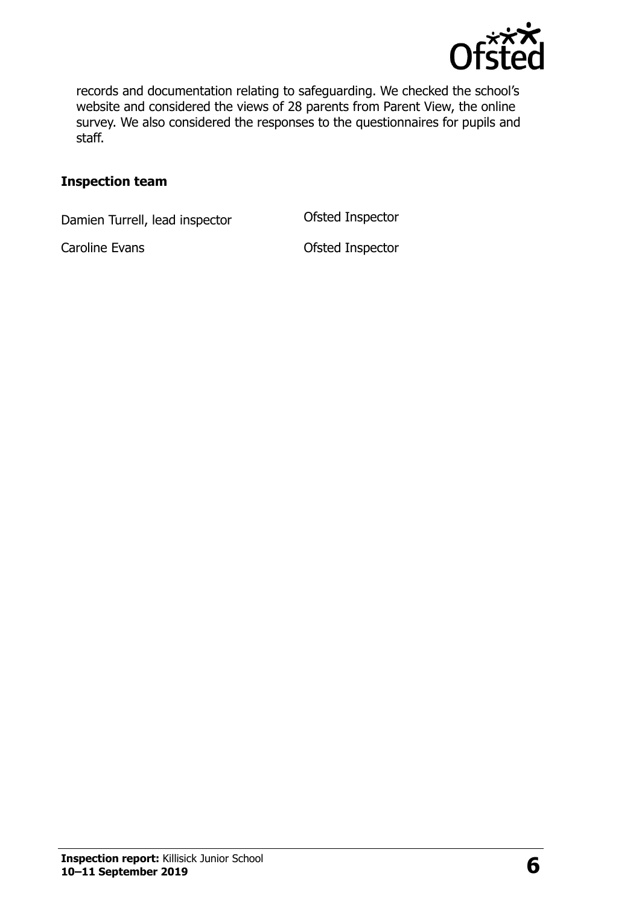records and documentation relating to safeguarding. We checked the school's website and considered the views of 28 parents from Parent View, the online survey. We also considered the responses to the questionnaires for pupils and staff.

## Inspection team

| | |
|---|---|
| Damien Turrell, lead inspector | Ofsted Inspector |
| Caroline Evans | Ofsted Inspector |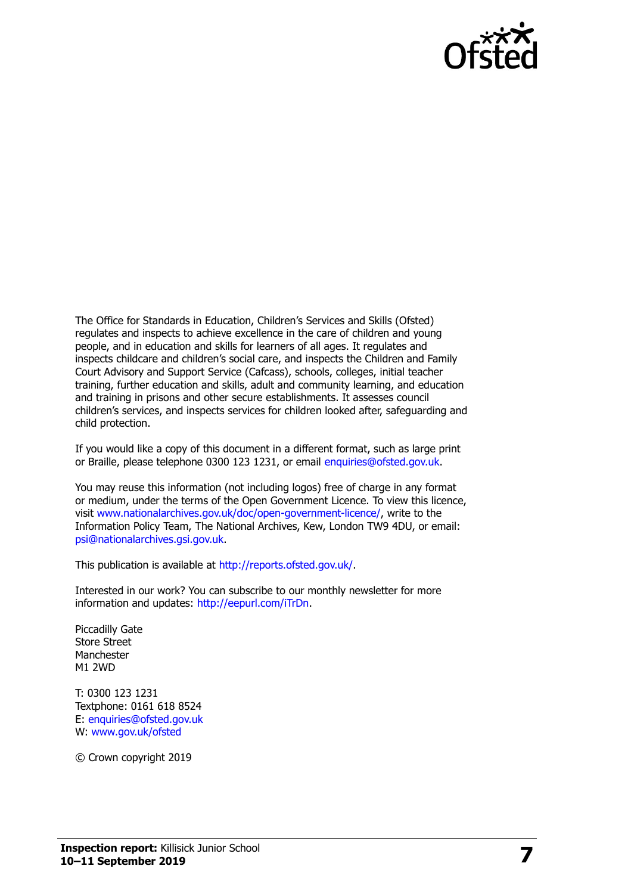The Office for Standards in Education, Children's Services and Skills (Ofsted) regulates and inspects to achieve excellence in the care of children and young people, and in education and skills for learners of all ages. It regulates and inspects childcare and children's social care, and inspects the Children and Family Court Advisory and Support Service (Cafcass), schools, colleges, initial teacher training, further education and skills, adult and community learning, and education and training in prisons and other secure establishments. It assesses council children's services, and inspects services for children looked after, safeguarding and child protection.

If you would like a copy of this document in a different format, such as large print or Braille, please telephone 0300 123 1231, or email enquiries@ofsted.gov.uk.

You may reuse this information (not including logos) free of charge in any format or medium, under the terms of the Open Government Licence. To view this licence, visit www.nationalarchives.gov.uk/doc/open-government-licence/, write to the Information Policy Team, The National Archives, Kew, London TW9 4DU, or email: psi@nationalarchives.gsi.gov.uk.

This publication is available at http://reports.ofsted.gov.uk/.

Interested in our work? You can subscribe to our monthly newsletter for more information and updates: http://eepurl.com/iTrDn.

Piccadilly Gate
Store Street
Manchester
M1 2WD

T: 0300 123 1231
Textphone: 0161 618 8524
E: enquiries@ofsted.gov.uk
W: www.gov.uk/ofsted

© Crown copyright 2019